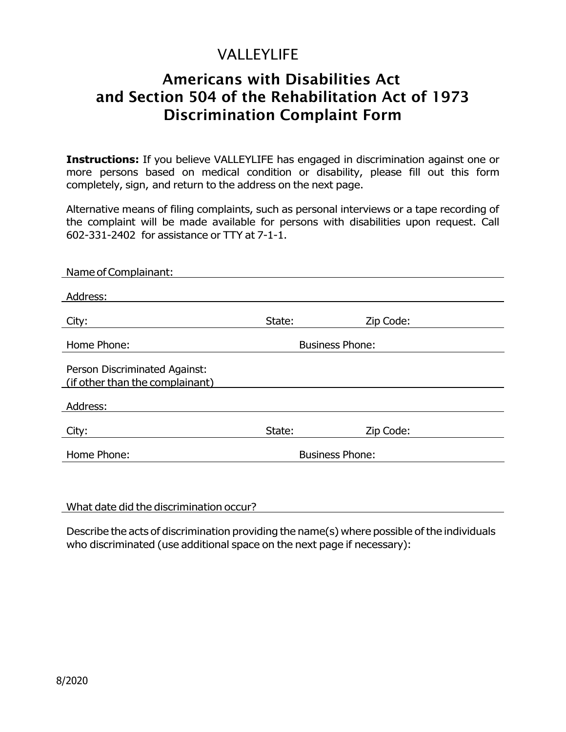# VALLEYLIFE

## Americans with Disabilities Act and Section 504 of the Rehabilitation Act of 1973 Discrimination Complaint Form

**Instructions:** If you believe VALLEYLIFE has engaged in discrimination against one or more persons based on medical condition or disability, please fill out this form completely, sign, and return to the address on the next page.

Alternative means of filing complaints, such as personal interviews or a tape recording of the complaint will be made available for persons with disabilities upon request. Call 602-331-2402 for assistance or TTY at 7-1-1.

Name of Complainant: \_\_\_\_\_\_\_\_\_\_\_\_\_\_\_\_\_\_\_\_

Address: \_\_\_\_\_\_\_\_\_\_\_\_\_\_\_\_\_\_\_\_

City: \_\_\_\_\_\_\_\_\_\_ State: \_\_\_\_\_\_\_\_\_\_ Zip Code: \_\_\_\_\_\_\_\_\_\_

Home Phone: \_\_\_\_\_\_\_\_\_\_ Business Phone: \_\_\_\_\_\_\_\_\_\_

Person Discriminated Against:
(if other than the complainant) \_\_\_\_\_\_\_\_\_\_\_\_\_\_\_\_\_\_\_\_

Address: \_\_\_\_\_\_\_\_\_\_\_\_\_\_\_\_\_\_\_\_

City: \_\_\_\_\_\_\_\_\_\_ State: \_\_\_\_\_\_\_\_\_\_ Zip Code: \_\_\_\_\_\_\_\_\_\_

Home Phone: \_\_\_\_\_\_\_\_\_\_ Business Phone: \_\_\_\_\_\_\_\_\_\_

What date did the discrimination occur? \_\_\_\_\_\_\_\_\_\_\_\_\_\_\_\_\_\_\_\_

Describe the acts of discrimination providing the name(s) where possible of the individuals who discriminated (use additional space on the next page if necessary):

8/2020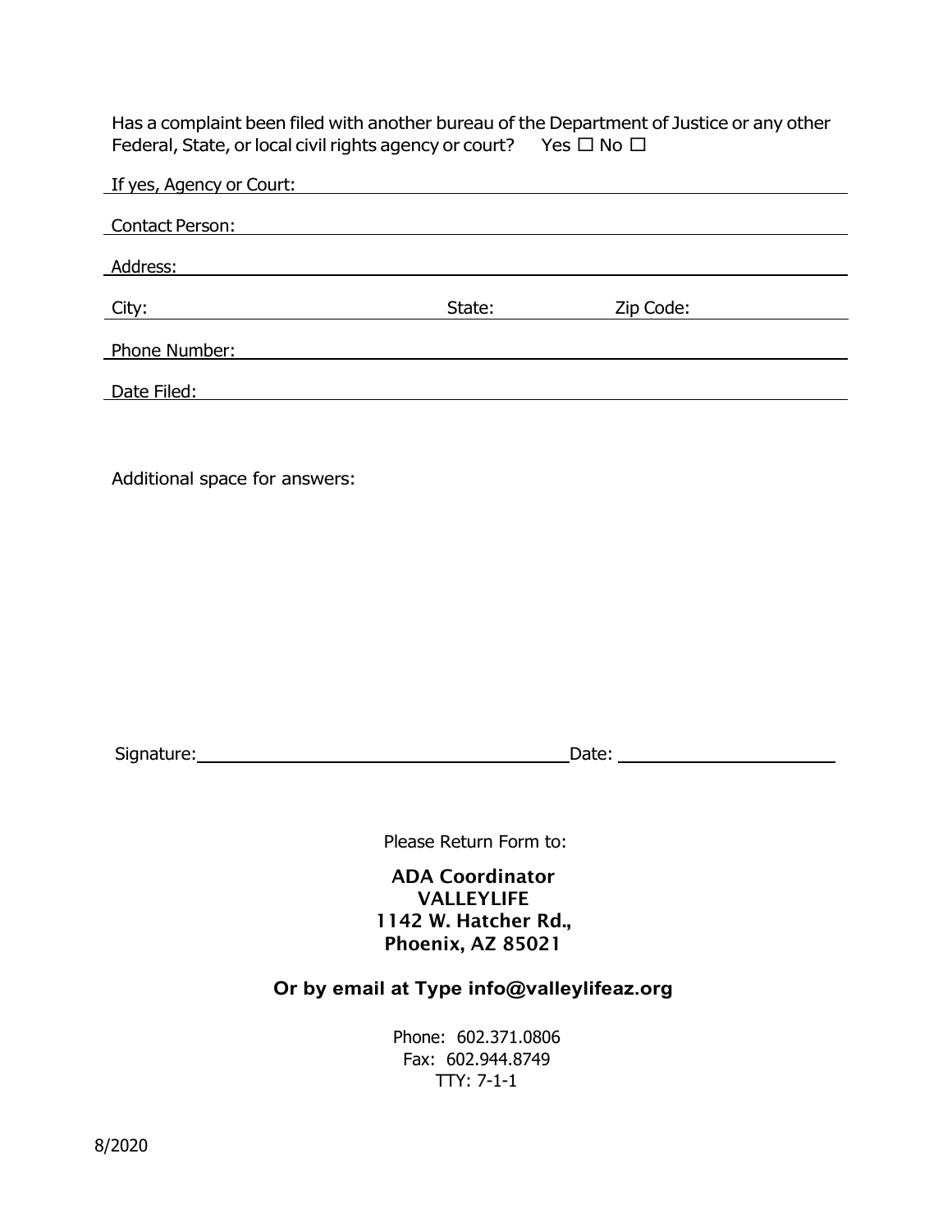Has a complaint been filed with another bureau of the Department of Justice or any other Federal, State, or local civil rights agency or court? Yes ☐ No ☐

If yes, Agency or Court: ______________________________

Contact Person: ______________________________

Address: ______________________________

City: ______________ State: ______________ Zip Code: ______________

Phone Number: ______________________________

Date Filed: ______________________________

Additional space for answers:

Signature: ______________________________ Date: ______________

Please Return Form to:

**ADA Coordinator**
**VALLEYLIFE**
**1142 W. Hatcher Rd.,**
**Phoenix, AZ 85021**

**Or by email at Type info@valleylifeaz.org**

Phone: 602.371.0806
Fax: 602.944.8749
TTY: 7-1-1

8/2020